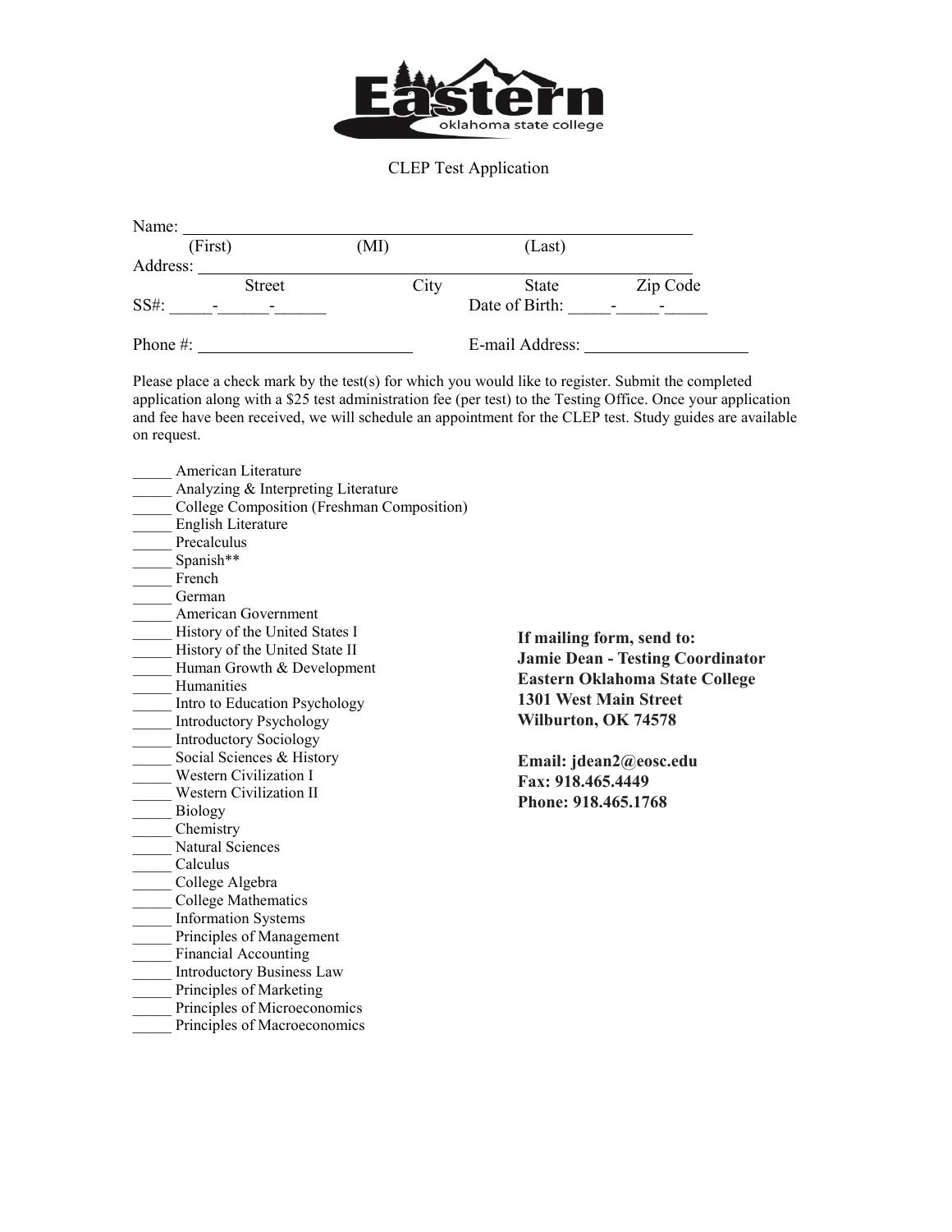Eastern oklahoma state college

# CLEP Test Application

Name: ________________________________________________
(First) (MI) (Last)

Address: ________________________________________________
Street City State Zip Code

SS#: _____-______-______ Date of Birth: _____-_____-_____

Phone #: ________________________ E-mail Address: ____________________

Please place a check mark by the test(s) for which you would like to register. Submit the completed application along with a $25 test administration fee (per test) to the Testing Office. Once your application and fee have been received, we will schedule an appointment for the CLEP test. Study guides are available on request.

_____ American Literature
_____ Analyzing & Interpreting Literature
_____ College Composition (Freshman Composition)
_____ English Literature
_____ Precalculus
_____ Spanish**
_____ French
_____ German
_____ American Government
_____ History of the United States I
_____ History of the United State II
_____ Human Growth & Development
_____ Humanities
_____ Intro to Education Psychology
_____ Introductory Psychology
_____ Introductory Sociology
_____ Social Sciences & History
_____ Western Civilization I
_____ Western Civilization II
_____ Biology
_____ Chemistry
_____ Natural Sciences
_____ Calculus
_____ College Algebra
_____ College Mathematics
_____ Information Systems
_____ Principles of Management
_____ Financial Accounting
_____ Introductory Business Law
_____ Principles of Marketing
_____ Principles of Microeconomics
_____ Principles of Macroeconomics

**If mailing form, send to:**
**Jamie Dean - Testing Coordinator**
**Eastern Oklahoma State College**
**1301 West Main Street**
**Wilburton, OK 74578**

**Email: jdean2@eosc.edu**
**Fax: 918.465.4449**
**Phone: 918.465.1768**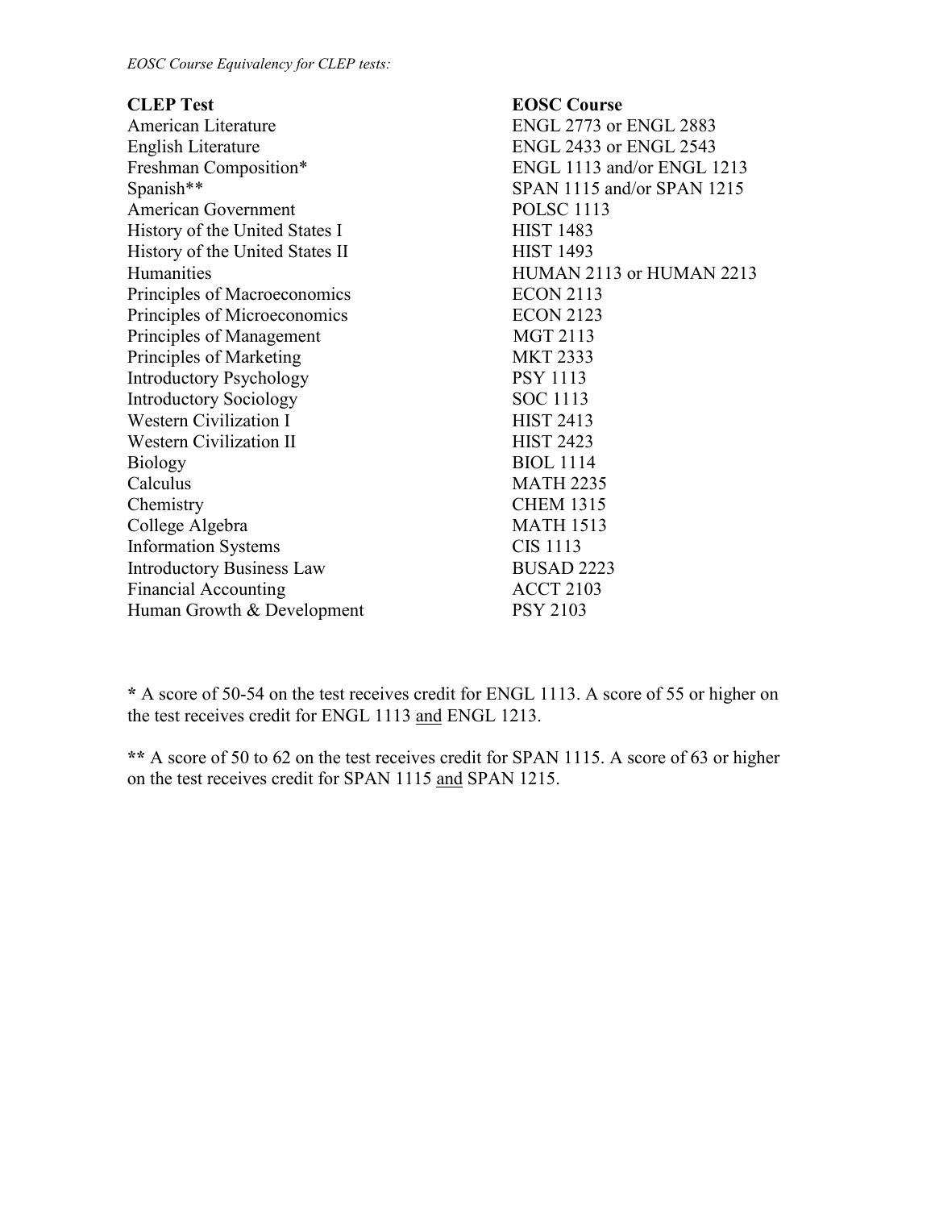*EOSC Course Equivalency for CLEP tests:*

| **CLEP Test** | **EOSC Course** |
|---|---|
| American Literature | ENGL 2773 or ENGL 2883 |
| English Literature | ENGL 2433 or ENGL 2543 |
| Freshman Composition* | ENGL 1113 and/or ENGL 1213 |
| Spanish** | SPAN 1115 and/or SPAN 1215 |
| American Government | POLSC 1113 |
| History of the United States I | HIST 1483 |
| History of the United States II | HIST 1493 |
| Humanities | HUMAN 2113 or HUMAN 2213 |
| Principles of Macroeconomics | ECON 2113 |
| Principles of Microeconomics | ECON 2123 |
| Principles of Management | MGT 2113 |
| Principles of Marketing | MKT 2333 |
| Introductory Psychology | PSY 1113 |
| Introductory Sociology | SOC 1113 |
| Western Civilization I | HIST 2413 |
| Western Civilization II | HIST 2423 |
| Biology | BIOL 1114 |
| Calculus | MATH 2235 |
| Chemistry | CHEM 1315 |
| College Algebra | MATH 1513 |
| Information Systems | CIS 1113 |
| Introductory Business Law | BUSAD 2223 |
| Financial Accounting | ACCT 2103 |
| Human Growth & Development | PSY 2103 |

**\*** A score of 50-54 on the test receives credit for ENGL 1113. A score of 55 or higher on the test receives credit for ENGL 1113 and ENGL 1213.

**\*\*** A score of 50 to 62 on the test receives credit for SPAN 1115. A score of 63 or higher on the test receives credit for SPAN 1115 and SPAN 1215.